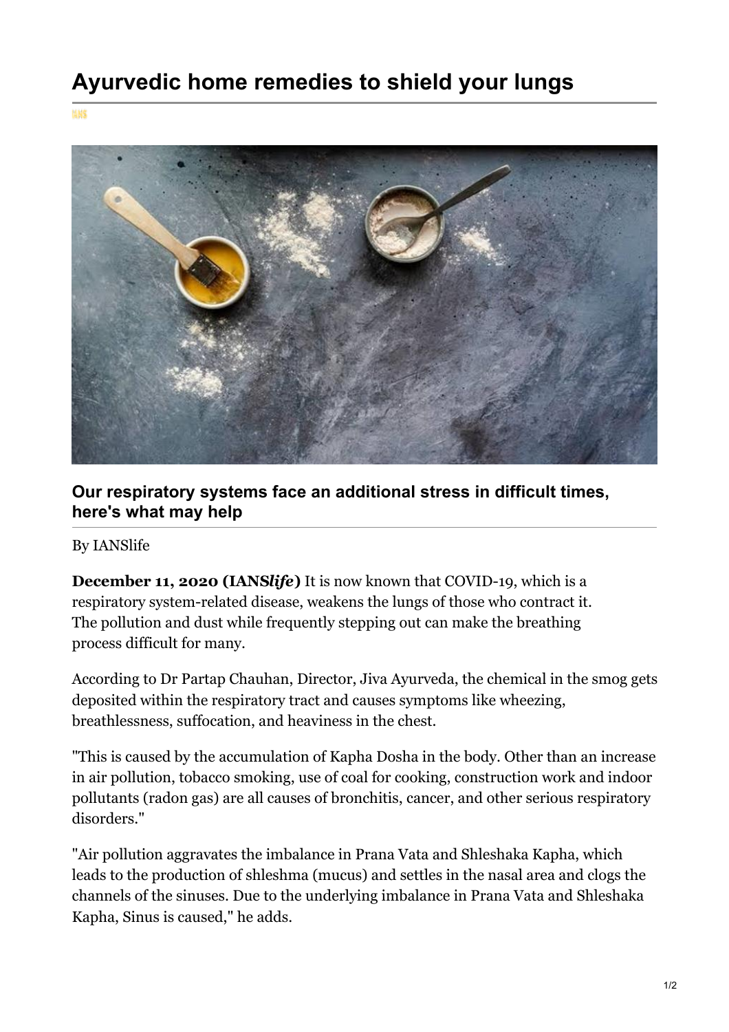# Ayurvedic home remedies to shield your lungs

### Our respiratory systems face an additional stress in difficult times, here's what may help

By IANSlife

**December 11, 2020 (IANS*life*)** It is now known that COVID-19, which is a respiratory system-related disease, weakens the lungs of those who contract it. The pollution and dust while frequently stepping out can make the breathing process difficult for many.

According to Dr Partap Chauhan, Director, Jiva Ayurveda, the chemical in the smog gets deposited within the respiratory tract and causes symptoms like wheezing, breathlessness, suffocation, and heaviness in the chest.

"This is caused by the accumulation of Kapha Dosha in the body. Other than an increase in air pollution, tobacco smoking, use of coal for cooking, construction work and indoor pollutants (radon gas) are all causes of bronchitis, cancer, and other serious respiratory disorders."

"Air pollution aggravates the imbalance in Prana Vata and Shleshaka Kapha, which leads to the production of shleshma (mucus) and settles in the nasal area and clogs the channels of the sinuses. Due to the underlying imbalance in Prana Vata and Shleshaka Kapha, Sinus is caused," he adds.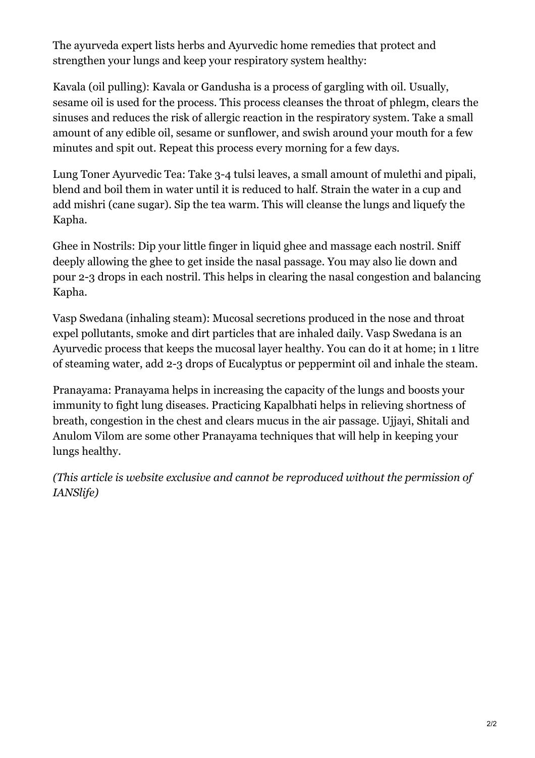The ayurveda expert lists herbs and Ayurvedic home remedies that protect and strengthen your lungs and keep your respiratory system healthy:

Kavala (oil pulling): Kavala or Gandusha is a process of gargling with oil. Usually, sesame oil is used for the process. This process cleanses the throat of phlegm, clears the sinuses and reduces the risk of allergic reaction in the respiratory system. Take a small amount of any edible oil, sesame or sunflower, and swish around your mouth for a few minutes and spit out. Repeat this process every morning for a few days.

Lung Toner Ayurvedic Tea: Take 3-4 tulsi leaves, a small amount of mulethi and pipali, blend and boil them in water until it is reduced to half. Strain the water in a cup and add mishri (cane sugar). Sip the tea warm. This will cleanse the lungs and liquefy the Kapha.

Ghee in Nostrils: Dip your little finger in liquid ghee and massage each nostril. Sniff deeply allowing the ghee to get inside the nasal passage. You may also lie down and pour 2-3 drops in each nostril. This helps in clearing the nasal congestion and balancing Kapha.

Vasp Swedana (inhaling steam): Mucosal secretions produced in the nose and throat expel pollutants, smoke and dirt particles that are inhaled daily. Vasp Swedana is an Ayurvedic process that keeps the mucosal layer healthy. You can do it at home; in 1 litre of steaming water, add 2-3 drops of Eucalyptus or peppermint oil and inhale the steam.

Pranayama: Pranayama helps in increasing the capacity of the lungs and boosts your immunity to fight lung diseases. Practicing Kapalbhati helps in relieving shortness of breath, congestion in the chest and clears mucus in the air passage. Ujjayi, Shitali and Anulom Vilom are some other Pranayama techniques that will help in keeping your lungs healthy.

*(This article is website exclusive and cannot be reproduced without the permission of IANSlife)*